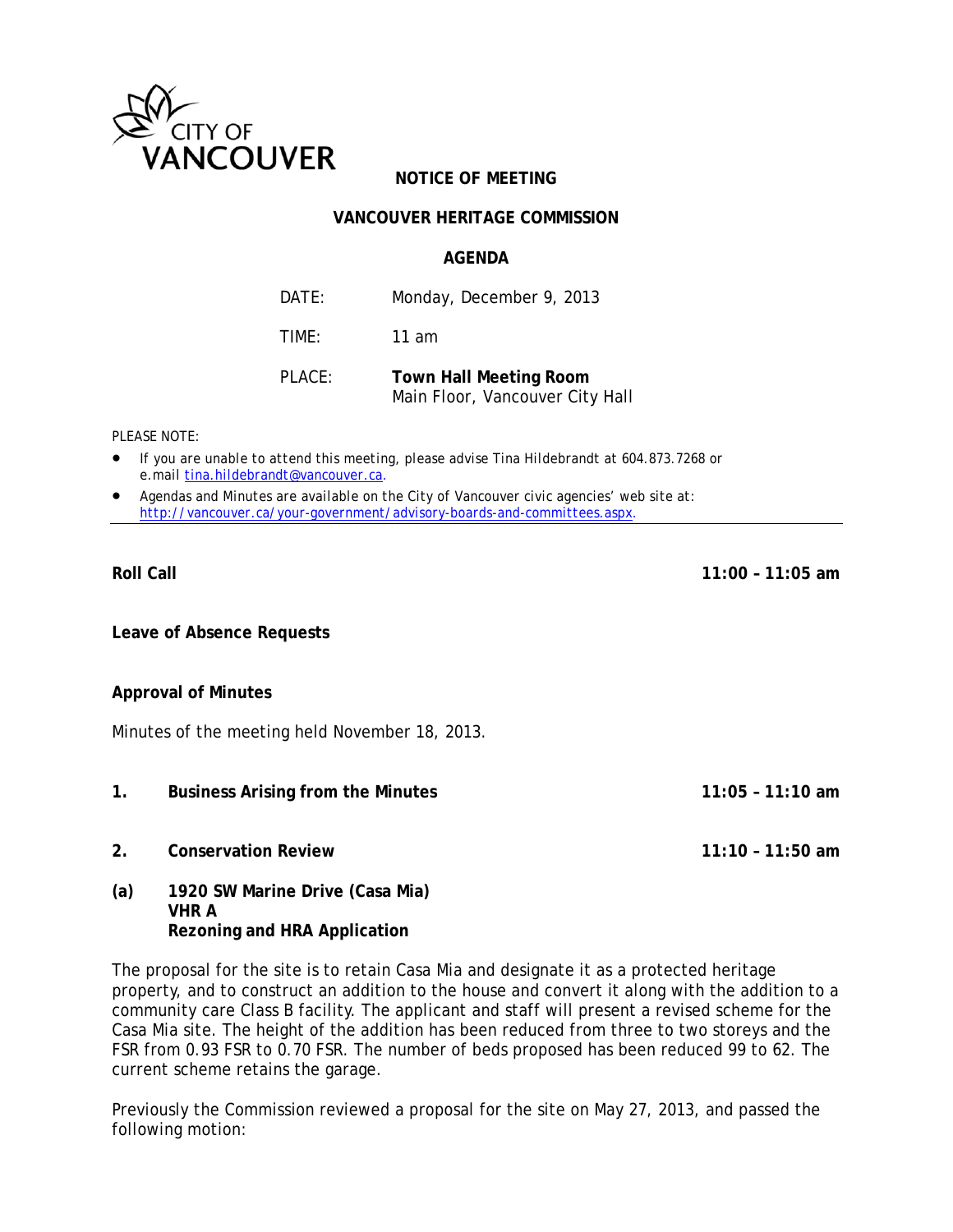CITY OF VANCOUVER

**NOTICE OF MEETING**

**VANCOUVER HERITAGE COMMISSION**

**AGENDA**

| | |
|---|---|
| DATE: | Monday, December 9, 2013 |
| TIME: | 11 am |
| PLACE: | **Town Hall Meeting Room** Main Floor, Vancouver City Hall |

PLEASE NOTE:

- If you are unable to attend this meeting, please advise Tina Hildebrandt at 604.873.7268 or e.mail tina.hildebrandt@vancouver.ca.
- Agendas and Minutes are available on the City of Vancouver civic agencies' web site at: http://vancouver.ca/your-government/advisory-boards-and-committees.aspx.

---

**Roll Call** **11:00 – 11:05 am**

**Leave of Absence Requests**

**Approval of Minutes**

Minutes of the meeting held November 18, 2013.

**1. Business Arising from the Minutes** **11:05 – 11:10 am**

**2. Conservation Review** **11:10 – 11:50 am**

**(a) 1920 SW Marine Drive (Casa Mia)**
**VHR A**
**Rezoning and HRA Application**

The proposal for the site is to retain Casa Mia and designate it as a protected heritage property, and to construct an addition to the house and convert it along with the addition to a community care Class B facility. The applicant and staff will present a revised scheme for the Casa Mia site. The height of the addition has been reduced from three to two storeys and the FSR from 0.93 FSR to 0.70 FSR. The number of beds proposed has been reduced 99 to 62. The current scheme retains the garage.

Previously the Commission reviewed a proposal for the site on May 27, 2013, and passed the following motion: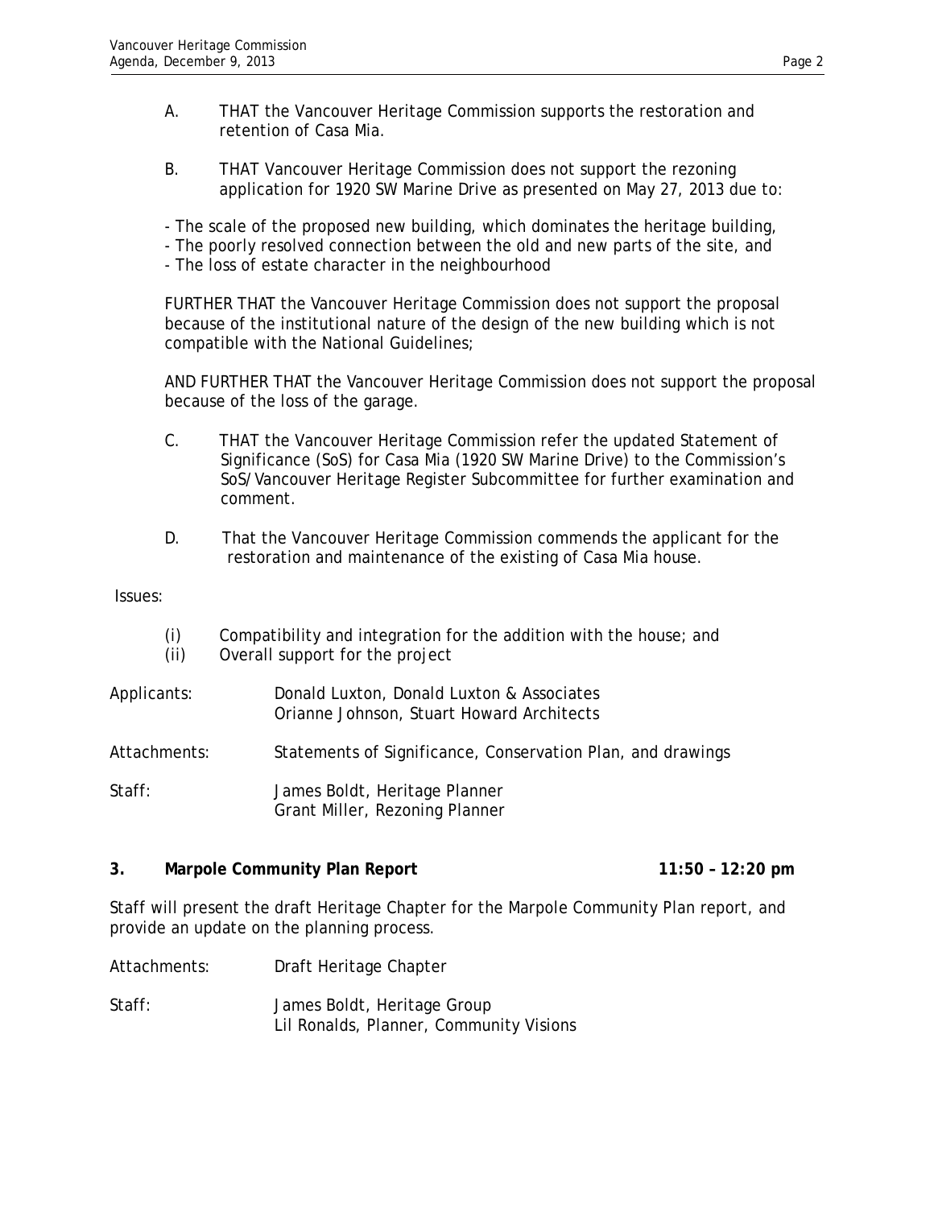A. THAT the Vancouver Heritage Commission supports the restoration and retention of Casa Mia.

B. THAT Vancouver Heritage Commission does not support the rezoning application for 1920 SW Marine Drive as presented on May 27, 2013 due to:

- The scale of the proposed new building, which dominates the heritage building,
- The poorly resolved connection between the old and new parts of the site, and
- The loss of estate character in the neighbourhood

FURTHER THAT the Vancouver Heritage Commission does not support the proposal because of the institutional nature of the design of the new building which is not compatible with the National Guidelines;

AND FURTHER THAT the Vancouver Heritage Commission does not support the proposal because of the loss of the garage.

C. THAT the Vancouver Heritage Commission refer the updated Statement of Significance (SoS) for Casa Mia (1920 SW Marine Drive) to the Commission's SoS/Vancouver Heritage Register Subcommittee for further examination and comment.

D. That the Vancouver Heritage Commission commends the applicant for the restoration and maintenance of the existing of Casa Mia house.

Issues:

(i) Compatibility and integration for the addition with the house; and
(ii) Overall support for the project

Applicants: Donald Luxton, Donald Luxton & Associates
Orianne Johnson, Stuart Howard Architects

Attachments: Statements of Significance, Conservation Plan, and drawings

Staff: James Boldt, Heritage Planner
Grant Miller, Rezoning Planner

**3. Marpole Community Plan Report 11:50 – 12:20 pm**

Staff will present the draft Heritage Chapter for the Marpole Community Plan report, and provide an update on the planning process.

Attachments: Draft Heritage Chapter

Staff: James Boldt, Heritage Group
Lil Ronalds, Planner, Community Visions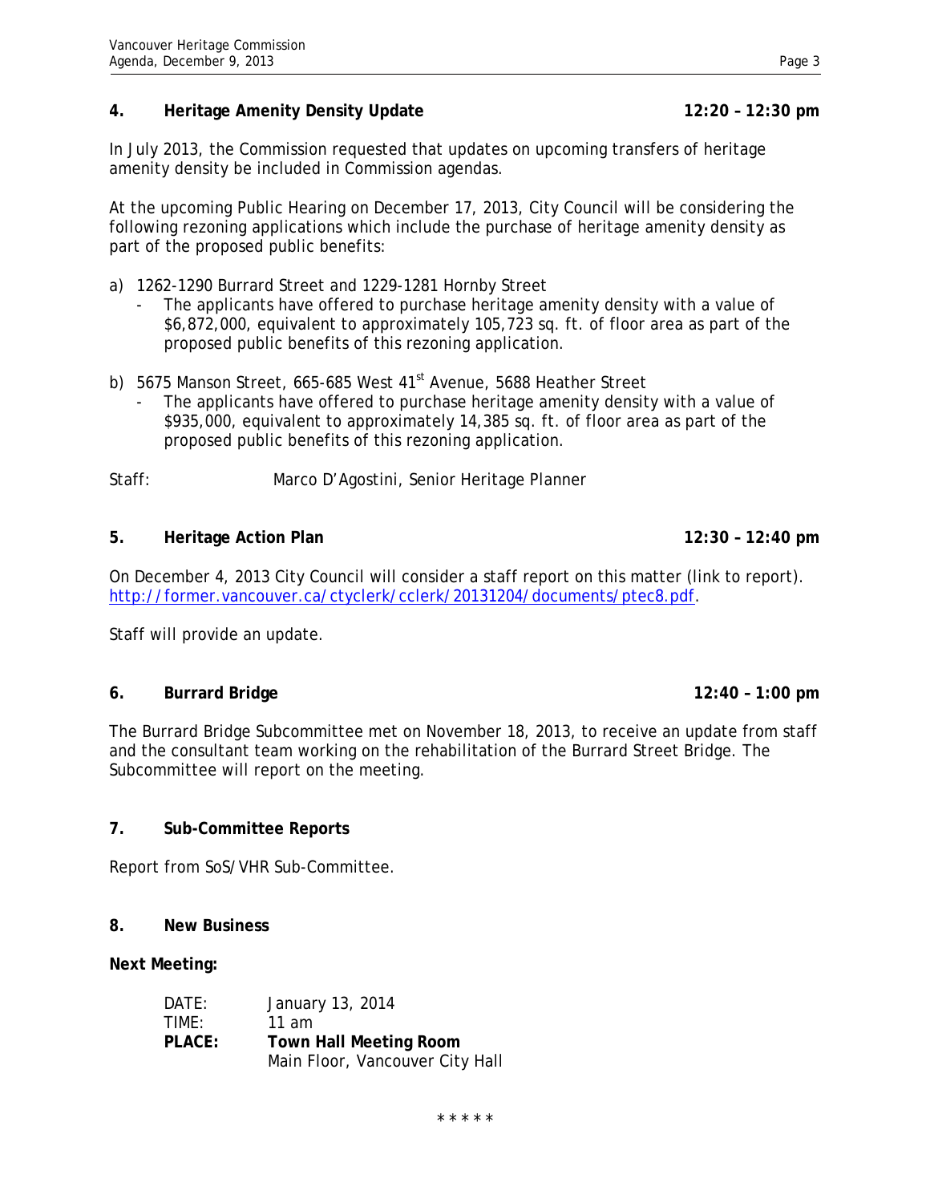## 4. Heritage Amenity Density Update 12:20 – 12:30 pm

In July 2013, the Commission requested that updates on upcoming transfers of heritage amenity density be included in Commission agendas.

At the upcoming Public Hearing on December 17, 2013, City Council will be considering the following rezoning applications which include the purchase of heritage amenity density as part of the proposed public benefits:

a) 1262-1290 Burrard Street and 1229-1281 Hornby Street
   - The applicants have offered to purchase heritage amenity density with a value of $6,872,000, equivalent to approximately 105,723 sq. ft. of floor area as part of the proposed public benefits of this rezoning application.

b) 5675 Manson Street, 665-685 West 41st Avenue, 5688 Heather Street
   - The applicants have offered to purchase heritage amenity density with a value of $935,000, equivalent to approximately 14,385 sq. ft. of floor area as part of the proposed public benefits of this rezoning application.

Staff: Marco D'Agostini, Senior Heritage Planner

## 5. Heritage Action Plan 12:30 – 12:40 pm

On December 4, 2013 City Council will consider a staff report on this matter (link to report). http://former.vancouver.ca/ctyclerk/cclerk/20131204/documents/ptec8.pdf.

Staff will provide an update.

## 6. Burrard Bridge 12:40 – 1:00 pm

The Burrard Bridge Subcommittee met on November 18, 2013, to receive an update from staff and the consultant team working on the rehabilitation of the Burrard Street Bridge. The Subcommittee will report on the meeting.

## 7. Sub-Committee Reports

Report from SoS/VHR Sub-Committee.

## 8. New Business

**Next Meeting:**

DATE: January 13, 2014
TIME: 11 am
**PLACE: Town Hall Meeting Room**
Main Floor, Vancouver City Hall

\* \* \* \* \*